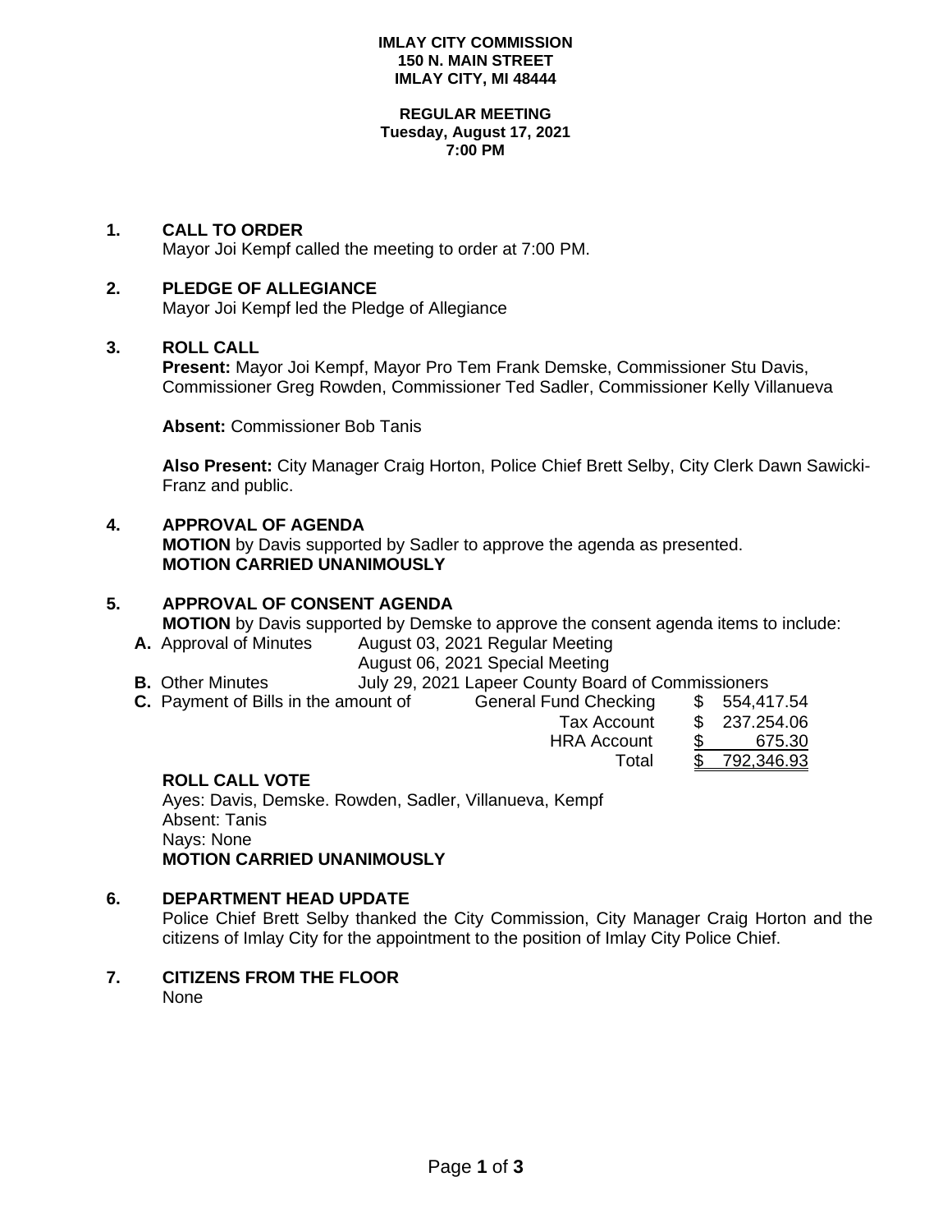**IMLAY CITY COMMISSION**
**150 N. MAIN STREET**
**IMLAY CITY, MI 48444**

**REGULAR MEETING**
**Tuesday, August 17, 2021**
**7:00 PM**

## 1. CALL TO ORDER

Mayor Joi Kempf called the meeting to order at 7:00 PM.

## 2. PLEDGE OF ALLEGIANCE

Mayor Joi Kempf led the Pledge of Allegiance

## 3. ROLL CALL

**Present:** Mayor Joi Kempf, Mayor Pro Tem Frank Demske, Commissioner Stu Davis, Commissioner Greg Rowden, Commissioner Ted Sadler, Commissioner Kelly Villanueva

**Absent:** Commissioner Bob Tanis

**Also Present:** City Manager Craig Horton, Police Chief Brett Selby, City Clerk Dawn Sawicki-Franz and public.

## 4. APPROVAL OF AGENDA

**MOTION** by Davis supported by Sadler to approve the agenda as presented.
**MOTION CARRIED UNANIMOUSLY**

## 5. APPROVAL OF CONSENT AGENDA

**MOTION** by Davis supported by Demske to approve the consent agenda items to include:

**A.** Approval of Minutes August 03, 2021 Regular Meeting
August 06, 2021 Special Meeting

**B.** Other Minutes July 29, 2021 Lapeer County Board of Commissioners

**C.** Payment of Bills in the amount of

| | | |
|---|---|---|
| General Fund Checking | $ | 554,417.54 |
| Tax Account | $ | 237.254.06 |
| HRA Account | $ | 675.30 |
| Total | $ | 792,346.93 |

**ROLL CALL VOTE**

Ayes: Davis, Demske. Rowden, Sadler, Villanueva, Kempf
Absent: Tanis
Nays: None
**MOTION CARRIED UNANIMOUSLY**

## 6. DEPARTMENT HEAD UPDATE

Police Chief Brett Selby thanked the City Commission, City Manager Craig Horton and the citizens of Imlay City for the appointment to the position of Imlay City Police Chief.

## 7. CITIZENS FROM THE FLOOR

None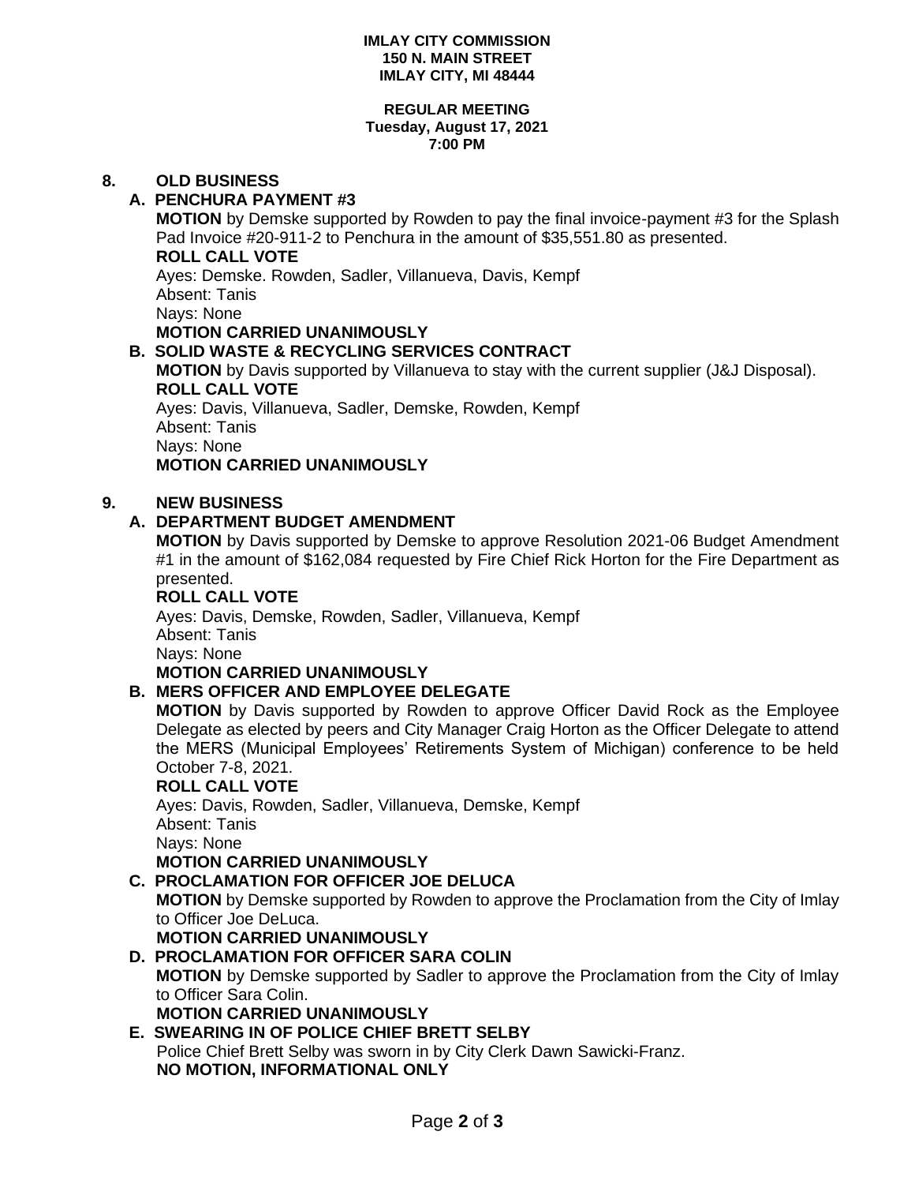**IMLAY CITY COMMISSION**
**150 N. MAIN STREET**
**IMLAY CITY, MI 48444**

**REGULAR MEETING**
**Tuesday, August 17, 2021**
**7:00 PM**

## 8. OLD BUSINESS

### A. PENCHURA PAYMENT #3

**MOTION** by Demske supported by Rowden to pay the final invoice-payment #3 for the Splash Pad Invoice #20-911-2 to Penchura in the amount of $35,551.80 as presented.

**ROLL CALL VOTE**
Ayes: Demske. Rowden, Sadler, Villanueva, Davis, Kempf
Absent: Tanis
Nays: None
**MOTION CARRIED UNANIMOUSLY**

### B. SOLID WASTE & RECYCLING SERVICES CONTRACT

**MOTION** by Davis supported by Villanueva to stay with the current supplier (J&J Disposal).

**ROLL CALL VOTE**
Ayes: Davis, Villanueva, Sadler, Demske, Rowden, Kempf
Absent: Tanis
Nays: None
**MOTION CARRIED UNANIMOUSLY**

## 9. NEW BUSINESS

### A. DEPARTMENT BUDGET AMENDMENT

**MOTION** by Davis supported by Demske to approve Resolution 2021-06 Budget Amendment #1 in the amount of $162,084 requested by Fire Chief Rick Horton for the Fire Department as presented.

**ROLL CALL VOTE**
Ayes: Davis, Demske, Rowden, Sadler, Villanueva, Kempf
Absent: Tanis
Nays: None
**MOTION CARRIED UNANIMOUSLY**

### B. MERS OFFICER AND EMPLOYEE DELEGATE

**MOTION** by Davis supported by Rowden to approve Officer David Rock as the Employee Delegate as elected by peers and City Manager Craig Horton as the Officer Delegate to attend the MERS (Municipal Employees' Retirements System of Michigan) conference to be held October 7-8, 2021.

**ROLL CALL VOTE**
Ayes: Davis, Rowden, Sadler, Villanueva, Demske, Kempf
Absent: Tanis
Nays: None
**MOTION CARRIED UNANIMOUSLY**

### C. PROCLAMATION FOR OFFICER JOE DELUCA

**MOTION** by Demske supported by Rowden to approve the Proclamation from the City of Imlay to Officer Joe DeLuca.
**MOTION CARRIED UNANIMOUSLY**

### D. PROCLAMATION FOR OFFICER SARA COLIN

**MOTION** by Demske supported by Sadler to approve the Proclamation from the City of Imlay to Officer Sara Colin.
**MOTION CARRIED UNANIMOUSLY**

### E. SWEARING IN OF POLICE CHIEF BRETT SELBY

Police Chief Brett Selby was sworn in by City Clerk Dawn Sawicki-Franz.
**NO MOTION, INFORMATIONAL ONLY**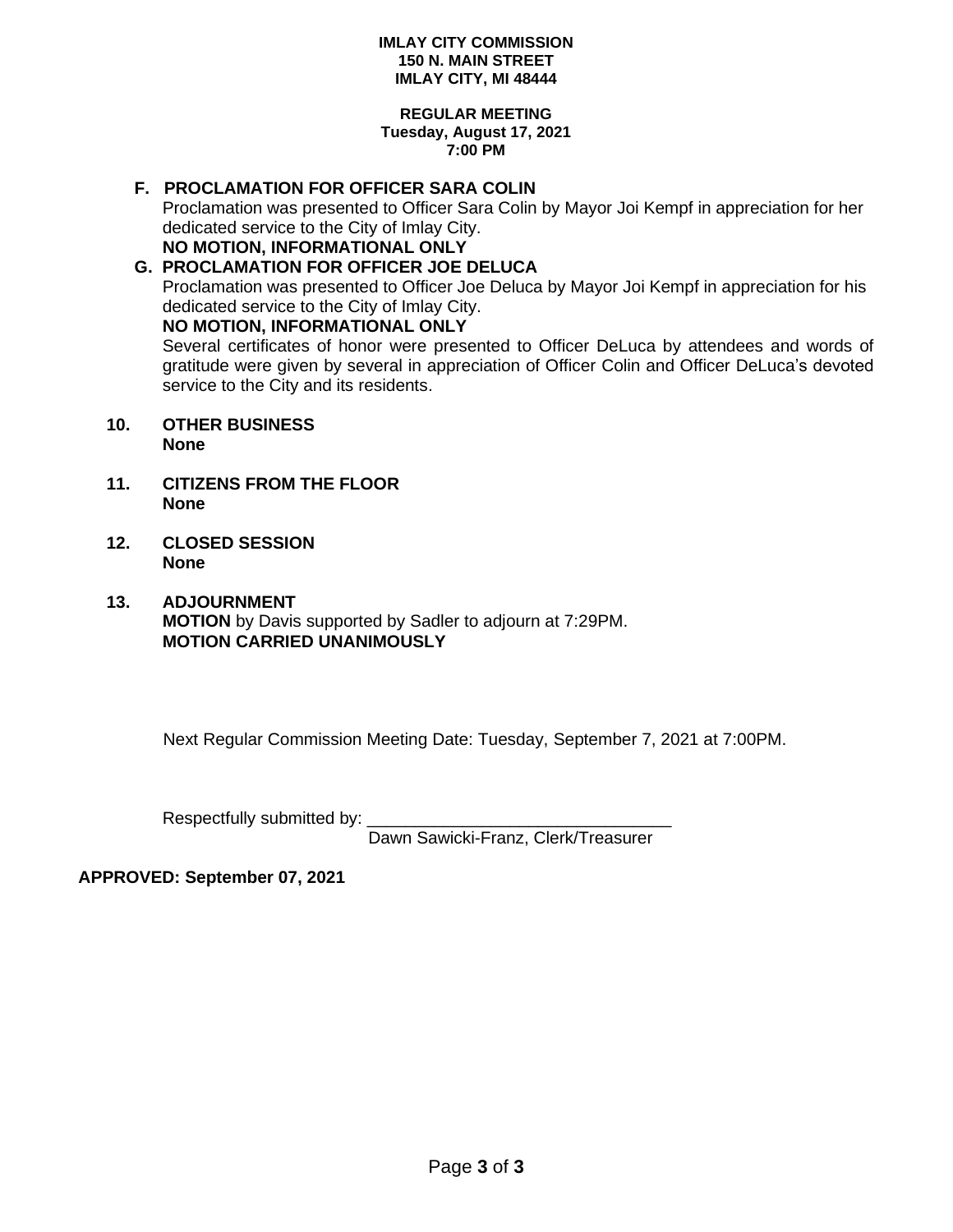**IMLAY CITY COMMISSION**
**150 N. MAIN STREET**
**IMLAY CITY, MI 48444**

**REGULAR MEETING**
**Tuesday, August 17, 2021**
**7:00 PM**

**F. PROCLAMATION FOR OFFICER SARA COLIN**
Proclamation was presented to Officer Sara Colin by Mayor Joi Kempf in appreciation for her dedicated service to the City of Imlay City.
**NO MOTION, INFORMATIONAL ONLY**

**G. PROCLAMATION FOR OFFICER JOE DELUCA**
Proclamation was presented to Officer Joe Deluca by Mayor Joi Kempf in appreciation for his dedicated service to the City of Imlay City.
**NO MOTION, INFORMATIONAL ONLY**
Several certificates of honor were presented to Officer DeLuca by attendees and words of gratitude were given by several in appreciation of Officer Colin and Officer DeLuca's devoted service to the City and its residents.

**10. OTHER BUSINESS**
**None**

**11. CITIZENS FROM THE FLOOR**
**None**

**12. CLOSED SESSION**
**None**

**13. ADJOURNMENT**
**MOTION** by Davis supported by Sadler to adjourn at 7:29PM.
**MOTION CARRIED UNANIMOUSLY**

Next Regular Commission Meeting Date: Tuesday, September 7, 2021 at 7:00PM.

Respectfully submitted by: ________________________________
Dawn Sawicki-Franz, Clerk/Treasurer

**APPROVED: September 07, 2021**